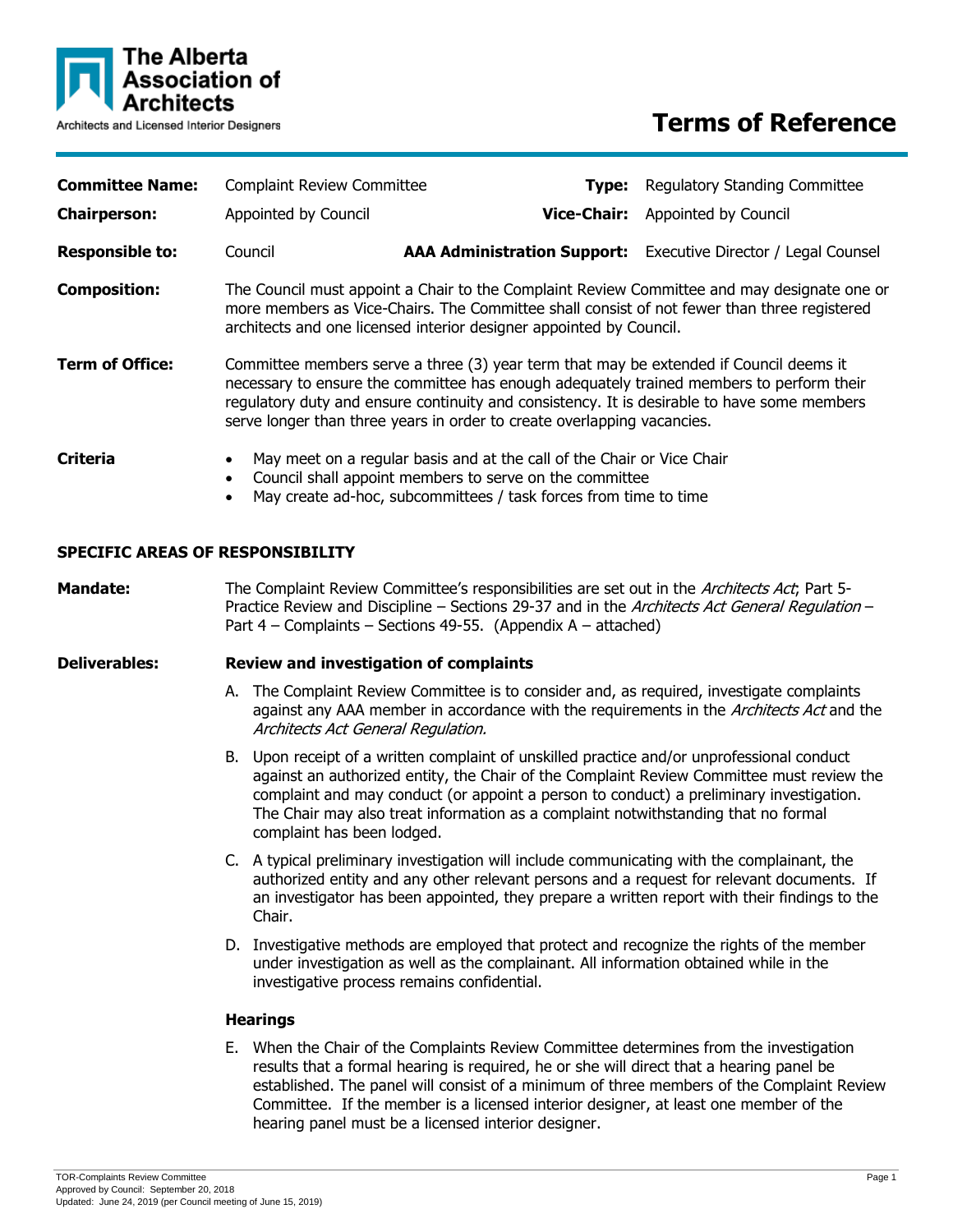**The Alberta Association of Architects**
Architects and Licensed Interior Designers

# Terms of Reference

| | | | |
|---|---|---|---|
| **Committee Name:** | Complaint Review Committee | **Type:** | Regulatory Standing Committee |
| **Chairperson:** | Appointed by Council | **Vice-Chair:** | Appointed by Council |
| **Responsible to:** | Council | **AAA Administration Support:** | Executive Director / Legal Counsel |

**Composition:** The Council must appoint a Chair to the Complaint Review Committee and may designate one or more members as Vice-Chairs. The Committee shall consist of not fewer than three registered architects and one licensed interior designer appointed by Council.

**Term of Office:** Committee members serve a three (3) year term that may be extended if Council deems it necessary to ensure the committee has enough adequately trained members to perform their regulatory duty and ensure continuity and consistency. It is desirable to have some members serve longer than three years in order to create overlapping vacancies.

**Criteria**

- May meet on a regular basis and at the call of the Chair or Vice Chair
- Council shall appoint members to serve on the committee
- May create ad-hoc, subcommittees / task forces from time to time

## SPECIFIC AREAS OF RESPONSIBILITY

**Mandate:** The Complaint Review Committee's responsibilities are set out in the *Architects Act*; Part 5- Practice Review and Discipline – Sections 29-37 and in the *Architects Act General Regulation* – Part 4 – Complaints – Sections 49-55. (Appendix A – attached)

**Deliverables:**

**Review and investigation of complaints**

A. The Complaint Review Committee is to consider and, as required, investigate complaints against any AAA member in accordance with the requirements in the *Architects Act* and the *Architects Act General Regulation.*

B. Upon receipt of a written complaint of unskilled practice and/or unprofessional conduct against an authorized entity, the Chair of the Complaint Review Committee must review the complaint and may conduct (or appoint a person to conduct) a preliminary investigation. The Chair may also treat information as a complaint notwithstanding that no formal complaint has been lodged.

C. A typical preliminary investigation will include communicating with the complainant, the authorized entity and any other relevant persons and a request for relevant documents. If an investigator has been appointed, they prepare a written report with their findings to the Chair.

D. Investigative methods are employed that protect and recognize the rights of the member under investigation as well as the complainant. All information obtained while in the investigative process remains confidential.

**Hearings**

E. When the Chair of the Complaints Review Committee determines from the investigation results that a formal hearing is required, he or she will direct that a hearing panel be established. The panel will consist of a minimum of three members of the Complaint Review Committee. If the member is a licensed interior designer, at least one member of the hearing panel must be a licensed interior designer.

TOR-Complaints Review Committee
Approved by Council: September 20, 2018
Updated: June 24, 2019 (per Council meeting of June 15, 2019)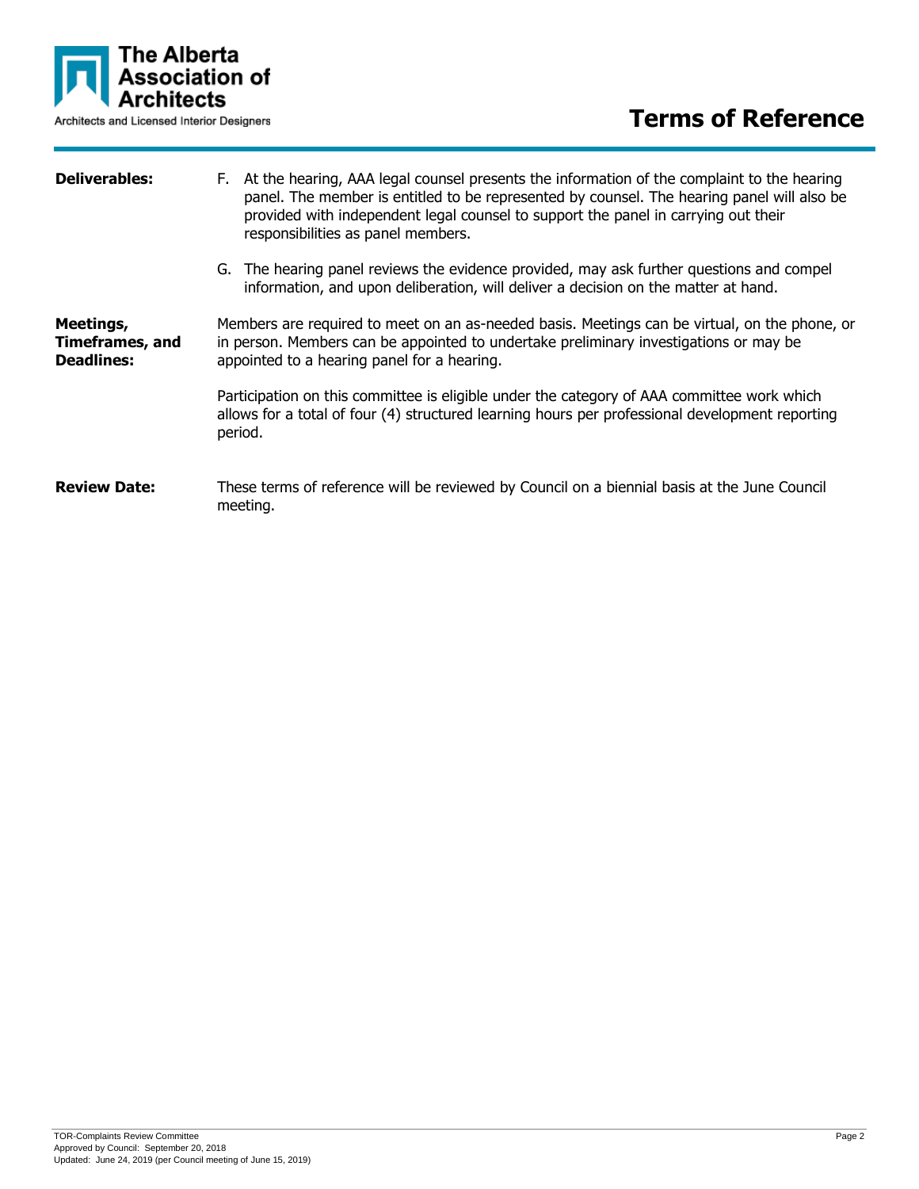**Deliverables:**

F. At the hearing, AAA legal counsel presents the information of the complaint to the hearing panel. The member is entitled to be represented by counsel. The hearing panel will also be provided with independent legal counsel to support the panel in carrying out their responsibilities as panel members.

G. The hearing panel reviews the evidence provided, may ask further questions and compel information, and upon deliberation, will deliver a decision on the matter at hand.

**Meetings, Timeframes, and Deadlines:**

Members are required to meet on an as-needed basis. Meetings can be virtual, on the phone, or in person. Members can be appointed to undertake preliminary investigations or may be appointed to a hearing panel for a hearing.

Participation on this committee is eligible under the category of AAA committee work which allows for a total of four (4) structured learning hours per professional development reporting period.

**Review Date:**

These terms of reference will be reviewed by Council on a biennial basis at the June Council meeting.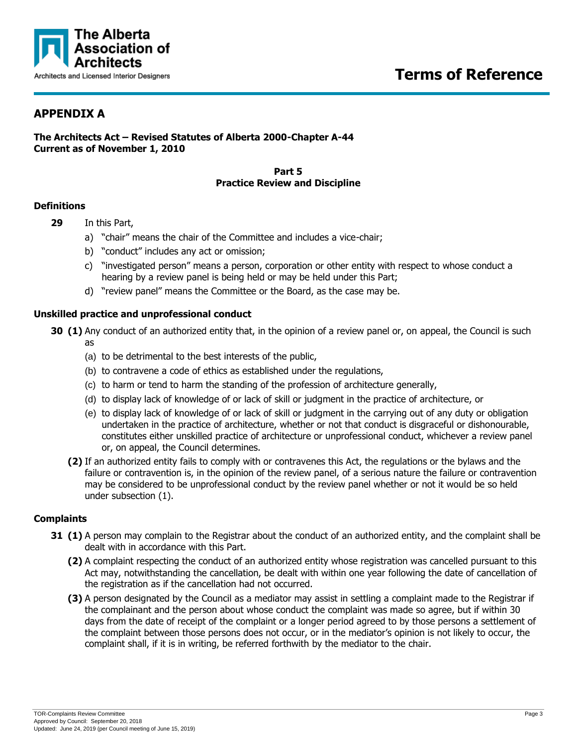## APPENDIX A

**The Architects Act – Revised Statutes of Alberta 2000-Chapter A-44**
**Current as of November 1, 2010**

**Part 5**
**Practice Review and Discipline**

### Definitions

**29** In this Part,

a) "chair" means the chair of the Committee and includes a vice-chair;

b) "conduct" includes any act or omission;

c) "investigated person" means a person, corporation or other entity with respect to whose conduct a hearing by a review panel is being held or may be held under this Part;

d) "review panel" means the Committee or the Board, as the case may be.

### Unskilled practice and unprofessional conduct

**30 (1)** Any conduct of an authorized entity that, in the opinion of a review panel or, on appeal, the Council is such as

(a) to be detrimental to the best interests of the public,

(b) to contravene a code of ethics as established under the regulations,

(c) to harm or tend to harm the standing of the profession of architecture generally,

(d) to display lack of knowledge of or lack of skill or judgment in the practice of architecture, or

(e) to display lack of knowledge of or lack of skill or judgment in the carrying out of any duty or obligation undertaken in the practice of architecture, whether or not that conduct is disgraceful or dishonourable, constitutes either unskilled practice of architecture or unprofessional conduct, whichever a review panel or, on appeal, the Council determines.

**(2)** If an authorized entity fails to comply with or contravenes this Act, the regulations or the bylaws and the failure or contravention is, in the opinion of the review panel, of a serious nature the failure or contravention may be considered to be unprofessional conduct by the review panel whether or not it would be so held under subsection (1).

### Complaints

**31 (1)** A person may complain to the Registrar about the conduct of an authorized entity, and the complaint shall be dealt with in accordance with this Part.

**(2)** A complaint respecting the conduct of an authorized entity whose registration was cancelled pursuant to this Act may, notwithstanding the cancellation, be dealt with within one year following the date of cancellation of the registration as if the cancellation had not occurred.

**(3)** A person designated by the Council as a mediator may assist in settling a complaint made to the Registrar if the complainant and the person about whose conduct the complaint was made so agree, but if within 30 days from the date of receipt of the complaint or a longer period agreed to by those persons a settlement of the complaint between those persons does not occur, or in the mediator's opinion is not likely to occur, the complaint shall, if it is in writing, be referred forthwith by the mediator to the chair.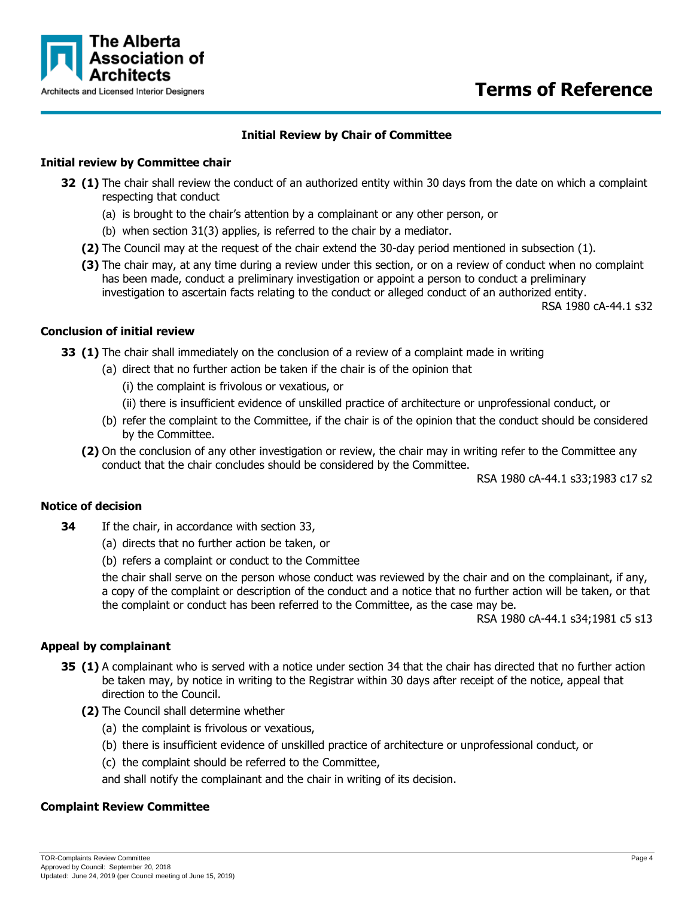### Initial Review by Chair of Committee

**Initial review by Committee chair**

**32 (1)** The chair shall review the conduct of an authorized entity within 30 days from the date on which a complaint respecting that conduct

(a) is brought to the chair's attention by a complainant or any other person, or

(b) when section 31(3) applies, is referred to the chair by a mediator.

**(2)** The Council may at the request of the chair extend the 30-day period mentioned in subsection (1).

**(3)** The chair may, at any time during a review under this section, or on a review of conduct when no complaint has been made, conduct a preliminary investigation or appoint a person to conduct a preliminary investigation to ascertain facts relating to the conduct or alleged conduct of an authorized entity.

RSA 1980 cA-44.1 s32

**Conclusion of initial review**

**33 (1)** The chair shall immediately on the conclusion of a review of a complaint made in writing

(a) direct that no further action be taken if the chair is of the opinion that

(i) the complaint is frivolous or vexatious, or

(ii) there is insufficient evidence of unskilled practice of architecture or unprofessional conduct, or

(b) refer the complaint to the Committee, if the chair is of the opinion that the conduct should be considered by the Committee.

**(2)** On the conclusion of any other investigation or review, the chair may in writing refer to the Committee any conduct that the chair concludes should be considered by the Committee.

RSA 1980 cA-44.1 s33;1983 c17 s2

**Notice of decision**

**34** If the chair, in accordance with section 33,

(a) directs that no further action be taken, or

(b) refers a complaint or conduct to the Committee

the chair shall serve on the person whose conduct was reviewed by the chair and on the complainant, if any, a copy of the complaint or description of the conduct and a notice that no further action will be taken, or that the complaint or conduct has been referred to the Committee, as the case may be.

RSA 1980 cA-44.1 s34;1981 c5 s13

**Appeal by complainant**

**35 (1)** A complainant who is served with a notice under section 34 that the chair has directed that no further action be taken may, by notice in writing to the Registrar within 30 days after receipt of the notice, appeal that direction to the Council.

**(2)** The Council shall determine whether

(a) the complaint is frivolous or vexatious,

(b) there is insufficient evidence of unskilled practice of architecture or unprofessional conduct, or

(c) the complaint should be referred to the Committee,

and shall notify the complainant and the chair in writing of its decision.

**Complaint Review Committee**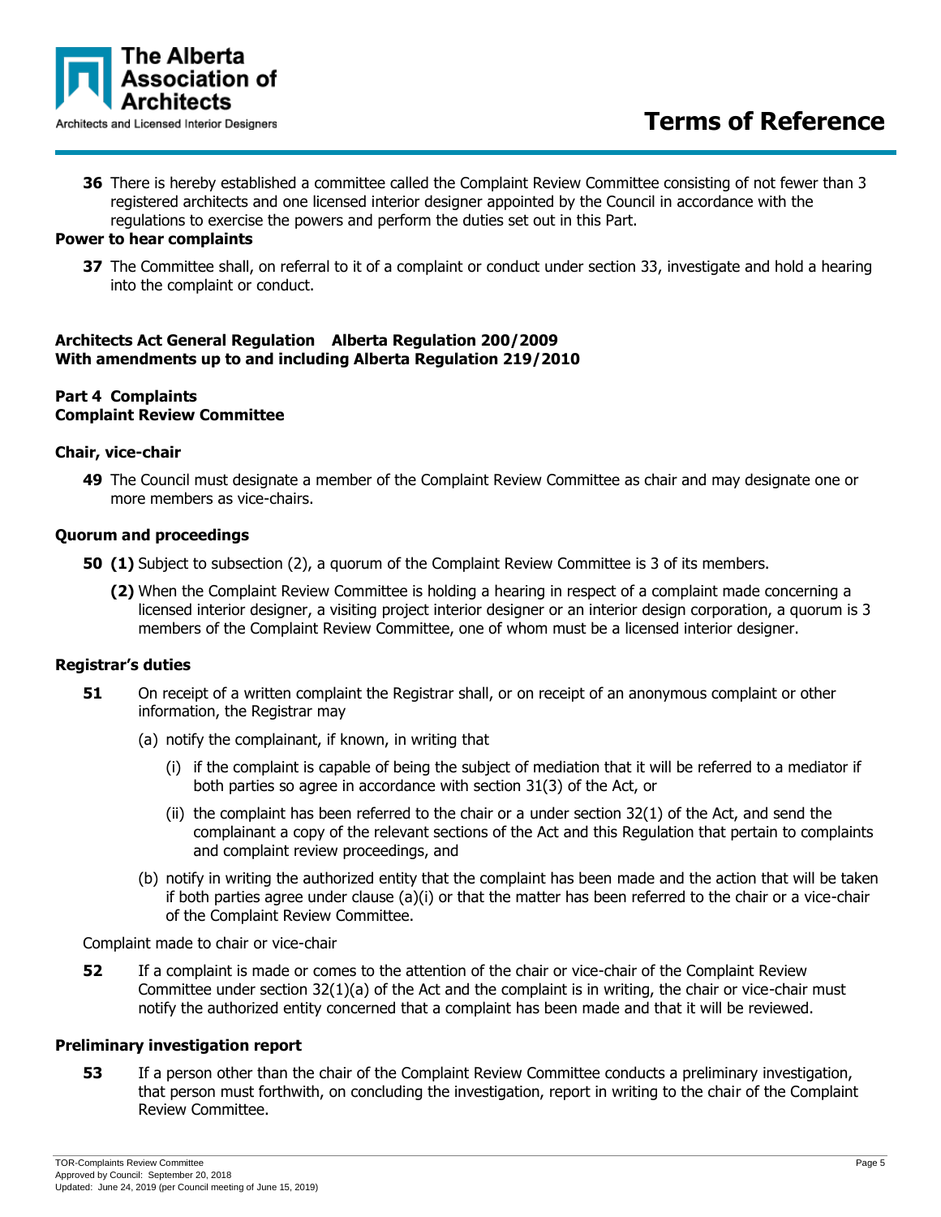**36** There is hereby established a committee called the Complaint Review Committee consisting of not fewer than 3 registered architects and one licensed interior designer appointed by the Council in accordance with the regulations to exercise the powers and perform the duties set out in this Part.

**Power to hear complaints**

**37** The Committee shall, on referral to it of a complaint or conduct under section 33, investigate and hold a hearing into the complaint or conduct.

**Architects Act General Regulation Alberta Regulation 200/2009**
**With amendments up to and including Alberta Regulation 219/2010**

**Part 4 Complaints**
**Complaint Review Committee**

**Chair, vice-chair**

**49** The Council must designate a member of the Complaint Review Committee as chair and may designate one or more members as vice-chairs.

**Quorum and proceedings**

**50** **(1)** Subject to subsection (2), a quorum of the Complaint Review Committee is 3 of its members.

**(2)** When the Complaint Review Committee is holding a hearing in respect of a complaint made concerning a licensed interior designer, a visiting project interior designer or an interior design corporation, a quorum is 3 members of the Complaint Review Committee, one of whom must be a licensed interior designer.

**Registrar's duties**

**51** On receipt of a written complaint the Registrar shall, or on receipt of an anonymous complaint or other information, the Registrar may

(a) notify the complainant, if known, in writing that

(i) if the complaint is capable of being the subject of mediation that it will be referred to a mediator if both parties so agree in accordance with section 31(3) of the Act, or

(ii) the complaint has been referred to the chair or a under section 32(1) of the Act, and send the complainant a copy of the relevant sections of the Act and this Regulation that pertain to complaints and complaint review proceedings, and

(b) notify in writing the authorized entity that the complaint has been made and the action that will be taken if both parties agree under clause (a)(i) or that the matter has been referred to the chair or a vice-chair of the Complaint Review Committee.

Complaint made to chair or vice-chair

**52** If a complaint is made or comes to the attention of the chair or vice-chair of the Complaint Review Committee under section 32(1)(a) of the Act and the complaint is in writing, the chair or vice-chair must notify the authorized entity concerned that a complaint has been made and that it will be reviewed.

**Preliminary investigation report**

**53** If a person other than the chair of the Complaint Review Committee conducts a preliminary investigation, that person must forthwith, on concluding the investigation, report in writing to the chair of the Complaint Review Committee.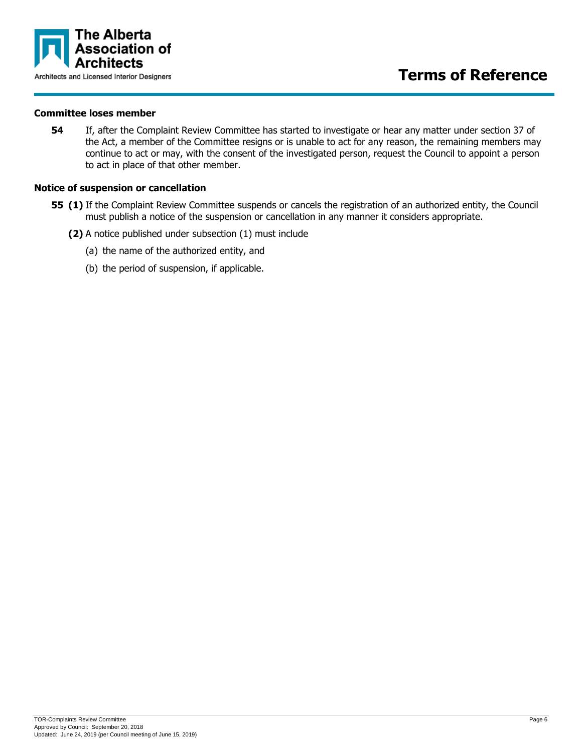**Committee loses member**

**54** If, after the Complaint Review Committee has started to investigate or hear any matter under section 37 of the Act, a member of the Committee resigns or is unable to act for any reason, the remaining members may continue to act or may, with the consent of the investigated person, request the Council to appoint a person to act in place of that other member.

**Notice of suspension or cancellation**

**55** **(1)** If the Complaint Review Committee suspends or cancels the registration of an authorized entity, the Council must publish a notice of the suspension or cancellation in any manner it considers appropriate.

**(2)** A notice published under subsection (1) must include

(a) the name of the authorized entity, and

(b) the period of suspension, if applicable.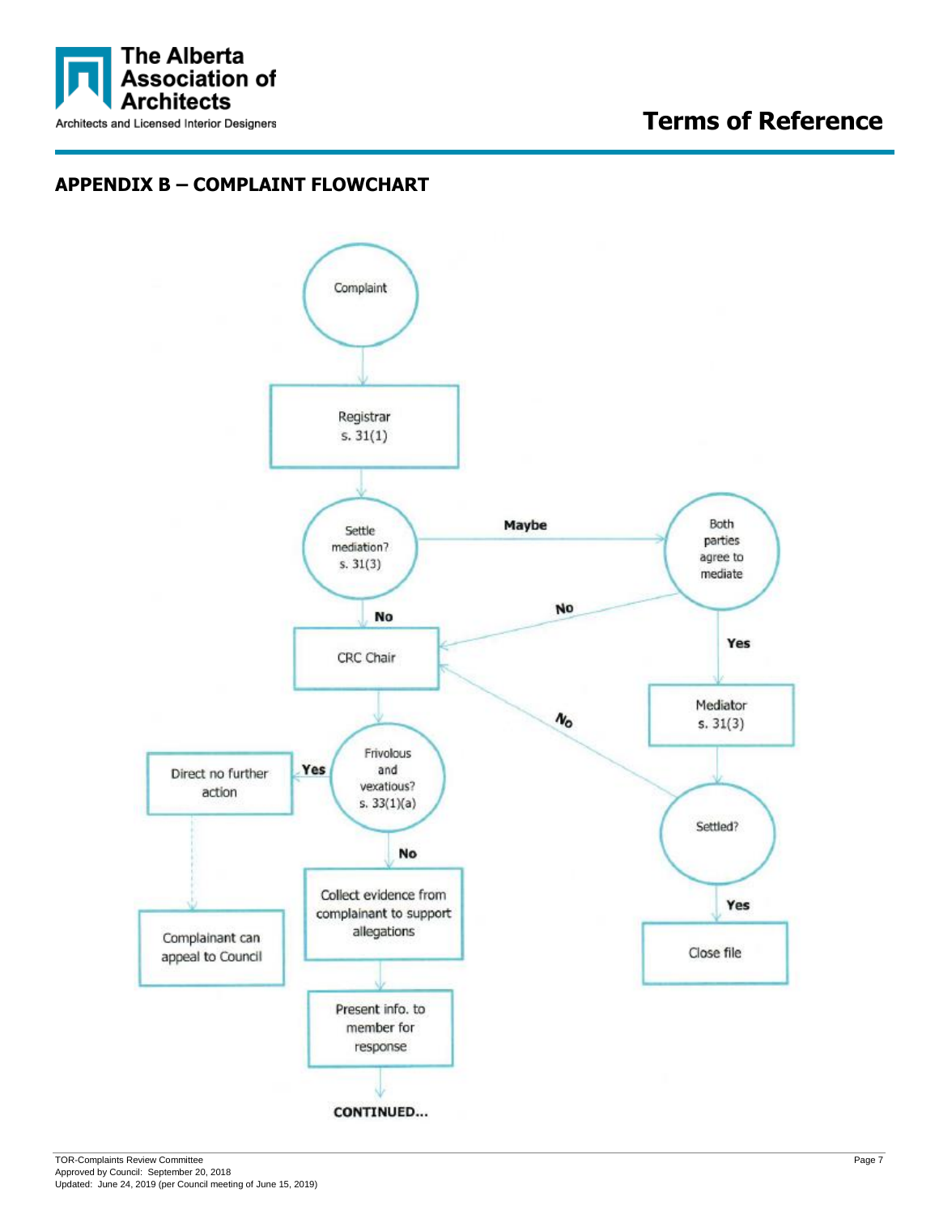## APPENDIX B – COMPLAINT FLOWCHART

Complaint

Registrar
s. 31(1)

Settle mediation?
s. 31(3)

Maybe

Both parties agree to mediate

No

No

Yes

CRC Chair

Mediator
s. 31(3)

No

Direct no further action

Yes

Frivolous and vexatious?
s. 33(1)(a)

Settled?

No

Yes

Complainant can appeal to Council

Collect evidence from complainant to support allegations

Close file

Present info. to member for response

**CONTINUED...**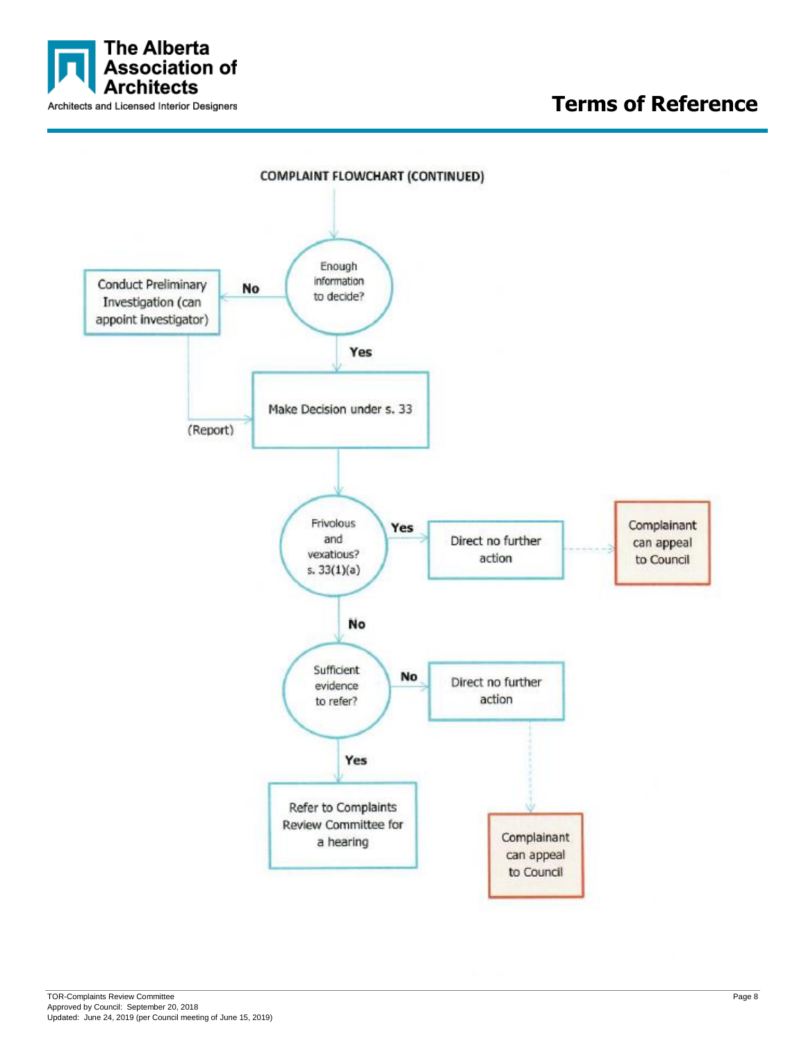# Terms of Reference

COMPLAINT FLOWCHART (CONTINUED)

Enough information to decide?

No

Conduct Preliminary Investigation (can appoint investigator)

Yes

Make Decision under s. 33

(Report)

Frivolous and vexatious? s. 33(1)(a)

Yes

Direct no further action

Complainant can appeal to Council

No

Sufficient evidence to refer?

No

Direct no further action

Complainant can appeal to Council

Yes

Refer to Complaints Review Committee for a hearing

TOR-Complaints Review Committee
Approved by Council: September 20, 2018
Updated: June 24, 2019 (per Council meeting of June 15, 2019)